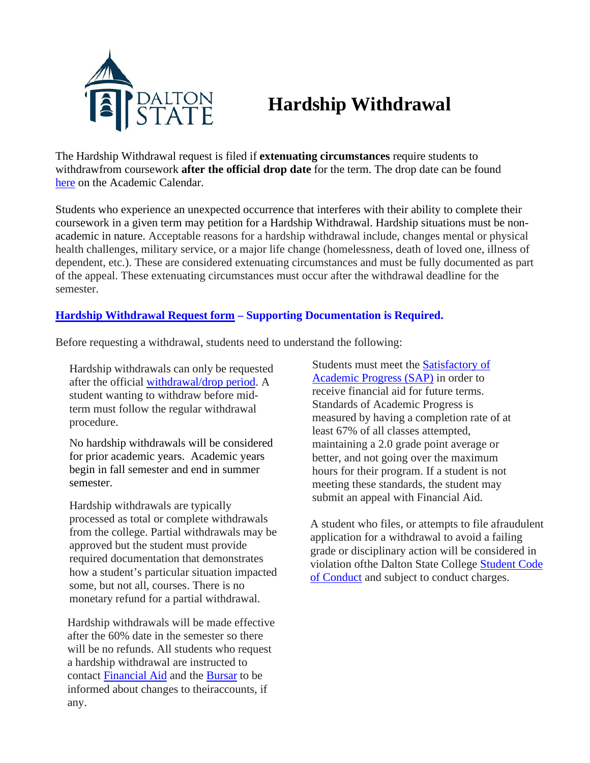# Hardship Withdrawal

The Hardship Withdrawal request is filed if **extenuating circumstances** require students to withdrawfrom coursework **after the official drop date** for the term. The drop date can be found here on the Academic Calendar.

Students who experience an unexpected occurrence that interferes with their ability to complete their coursework in a given term may petition for a Hardship Withdrawal. Hardship situations must be non-academic in nature. Acceptable reasons for a hardship withdrawal include, changes mental or physical health challenges, military service, or a major life change (homelessness, death of loved one, illness of dependent, etc.). These are considered extenuating circumstances and must be fully documented as part of the appeal. These extenuating circumstances must occur after the withdrawal deadline for the semester.

**Hardship Withdrawal Request form – Supporting Documentation is Required.**

Before requesting a withdrawal, students need to understand the following:

Hardship withdrawals can only be requested after the official withdrawal/drop period. A student wanting to withdraw before mid-term must follow the regular withdrawal procedure.

No hardship withdrawals will be considered for prior academic years. Academic years begin in fall semester and end in summer semester.

Hardship withdrawals are typically processed as total or complete withdrawals from the college. Partial withdrawals may be approved but the student must provide required documentation that demonstrates how a student's particular situation impacted some, but not all, courses. There is no monetary refund for a partial withdrawal.

Hardship withdrawals will be made effective after the 60% date in the semester so there will be no refunds. All students who request a hardship withdrawal are instructed to contact Financial Aid and the Bursar to be informed about changes to theiraccounts, if any.

Students must meet the Satisfactory of Academic Progress (SAP) in order to receive financial aid for future terms. Standards of Academic Progress is measured by having a completion rate of at least 67% of all classes attempted, maintaining a 2.0 grade point average or better, and not going over the maximum hours for their program. If a student is not meeting these standards, the student may submit an appeal with Financial Aid.

A student who files, or attempts to file afraudulent application for a withdrawal to avoid a failing grade or disciplinary action will be considered in violation ofthe Dalton State College Student Code of Conduct and subject to conduct charges.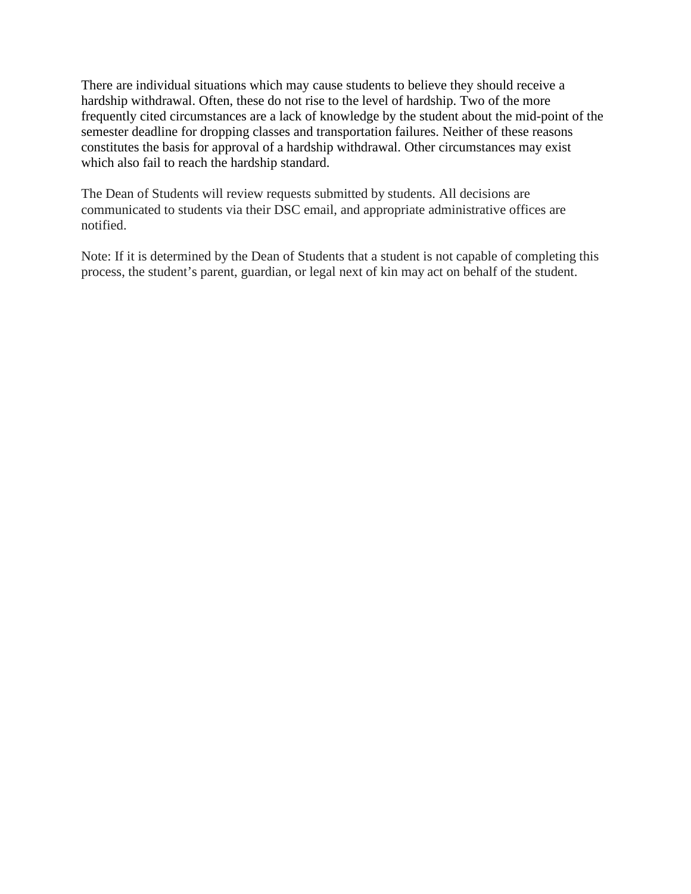There are individual situations which may cause students to believe they should receive a hardship withdrawal. Often, these do not rise to the level of hardship. Two of the more frequently cited circumstances are a lack of knowledge by the student about the mid-point of the semester deadline for dropping classes and transportation failures. Neither of these reasons constitutes the basis for approval of a hardship withdrawal. Other circumstances may exist which also fail to reach the hardship standard.

The Dean of Students will review requests submitted by students. All decisions are communicated to students via their DSC email, and appropriate administrative offices are notified.

Note: If it is determined by the Dean of Students that a student is not capable of completing this process, the student's parent, guardian, or legal next of kin may act on behalf of the student.